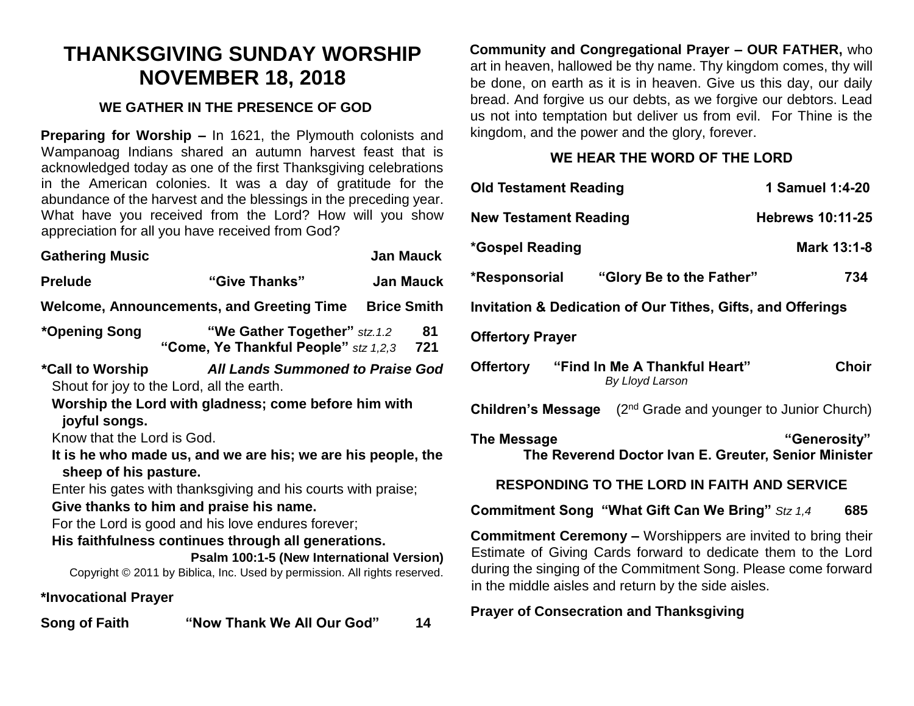# THANKSGIVING SUNDAY WORSHIP
# NOVEMBER 18, 2018

### WE GATHER IN THE PRESENCE OF GOD

**Preparing for Worship –** In 1621, the Plymouth colonists and Wampanoag Indians shared an autumn harvest feast that is acknowledged today as one of the first Thanksgiving celebrations in the American colonies. It was a day of gratitude for the abundance of the harvest and the blessings in the preceding year. What have you received from the Lord? How will you show appreciation for all you have received from God?

**Gathering Music** — **Jan Mauck**

**Prelude** — **"Give Thanks"** — **Jan Mauck**

**Welcome, Announcements, and Greeting Time** — **Brice Smith**

**\*Opening Song** — **"We Gather Together"** *stz.1.2* — **81**
**"Come, Ye Thankful People"** *stz 1,2,3* — **721**

**\*Call to Worship** — ***All Lands Summoned to Praise God***

Shout for joy to the Lord, all the earth.

**Worship the Lord with gladness; come before him with joyful songs.**

Know that the Lord is God.

**It is he who made us, and we are his; we are his people, the sheep of his pasture.**

Enter his gates with thanksgiving and his courts with praise;

**Give thanks to him and praise his name.**

For the Lord is good and his love endures forever;

**His faithfulness continues through all generations.**

**Psalm 100:1-5 (New International Version)**

Copyright © 2011 by Biblica, Inc. Used by permission. All rights reserved.

**\*Invocational Prayer**

**Song of Faith** — **"Now Thank We All Our God"** — **14**

**Community and Congregational Prayer – OUR FATHER,** who art in heaven, hallowed be thy name. Thy kingdom comes, thy will be done, on earth as it is in heaven. Give us this day, our daily bread. And forgive us our debts, as we forgive our debtors. Lead us not into temptation but deliver us from evil. For Thine is the kingdom, and the power and the glory, forever.

### WE HEAR THE WORD OF THE LORD

**Old Testament Reading** — **1 Samuel 1:4-20**

**New Testament Reading** — **Hebrews 10:11-25**

**\*Gospel Reading** — **Mark 13:1-8**

**\*Responsorial** — **"Glory Be to the Father"** — **734**

**Invitation & Dedication of Our Tithes, Gifts, and Offerings**

**Offertory Prayer**

**Offertory** — **"Find In Me A Thankful Heart"** *By Lloyd Larson* — **Choir**

**Children's Message** (2nd Grade and younger to Junior Church)

**The Message** — **"Generosity"**
**The Reverend Doctor Ivan E. Greuter, Senior Minister**

### RESPONDING TO THE LORD IN FAITH AND SERVICE

**Commitment Song "What Gift Can We Bring"** *Stz 1,4* — **685**

**Commitment Ceremony –** Worshippers are invited to bring their Estimate of Giving Cards forward to dedicate them to the Lord during the singing of the Commitment Song. Please come forward in the middle aisles and return by the side aisles.

**Prayer of Consecration and Thanksgiving**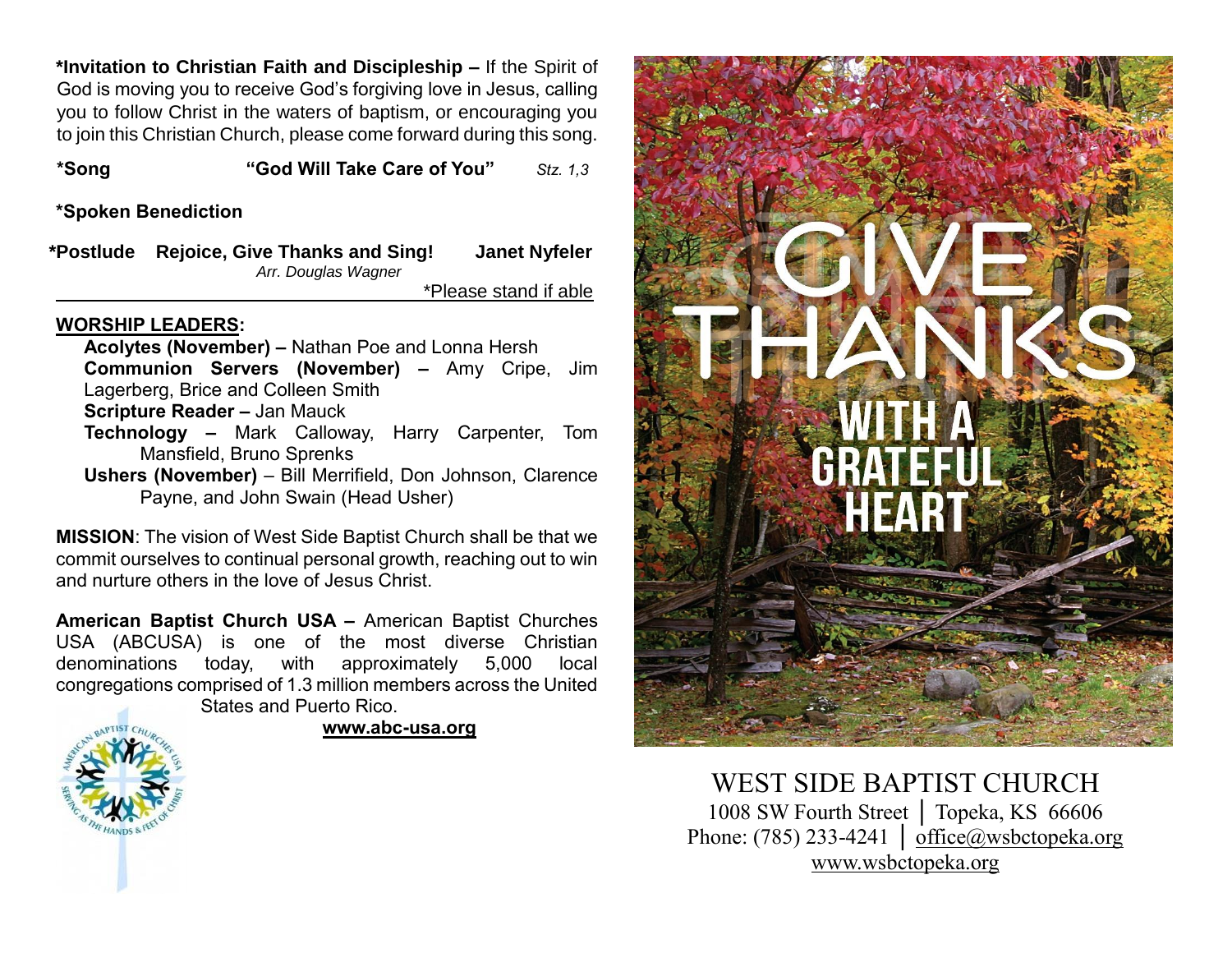**\*Invitation to Christian Faith and Discipleship –** If the Spirit of God is moving you to receive God's forgiving love in Jesus, calling you to follow Christ in the waters of baptism, or encouraging you to join this Christian Church, please come forward during this song.

**\*Song** **"God Will Take Care of You"** *Stz. 1,3*

**\*Spoken Benediction**

**\*Postlude** **Rejoice, Give Thanks and Sing!** **Janet Nyfeler**
*Arr. Douglas Wagner*

\*Please stand if able

**WORSHIP LEADERS:**

**Acolytes (November) –** Nathan Poe and Lonna Hersh
**Communion Servers (November) –** Amy Cripe, Jim Lagerberg, Brice and Colleen Smith
**Scripture Reader –** Jan Mauck
**Technology –** Mark Calloway, Harry Carpenter, Tom Mansfield, Bruno Sprenks
**Ushers (November)** – Bill Merrifield, Don Johnson, Clarence Payne, and John Swain (Head Usher)

**MISSION**: The vision of West Side Baptist Church shall be that we commit ourselves to continual personal growth, reaching out to win and nurture others in the love of Jesus Christ.

**American Baptist Church USA –** American Baptist Churches USA (ABCUSA) is one of the most diverse Christian denominations today, with approximately 5,000 local congregations comprised of 1.3 million members across the United States and Puerto Rico.

**www.abc-usa.org**

GIVE THANKS WITH A GRATEFUL HEART

WEST SIDE BAPTIST CHURCH
1008 SW Fourth Street | Topeka, KS 66606
Phone: (785) 233-4241 | office@wsbctopeka.org
www.wsbctopeka.org